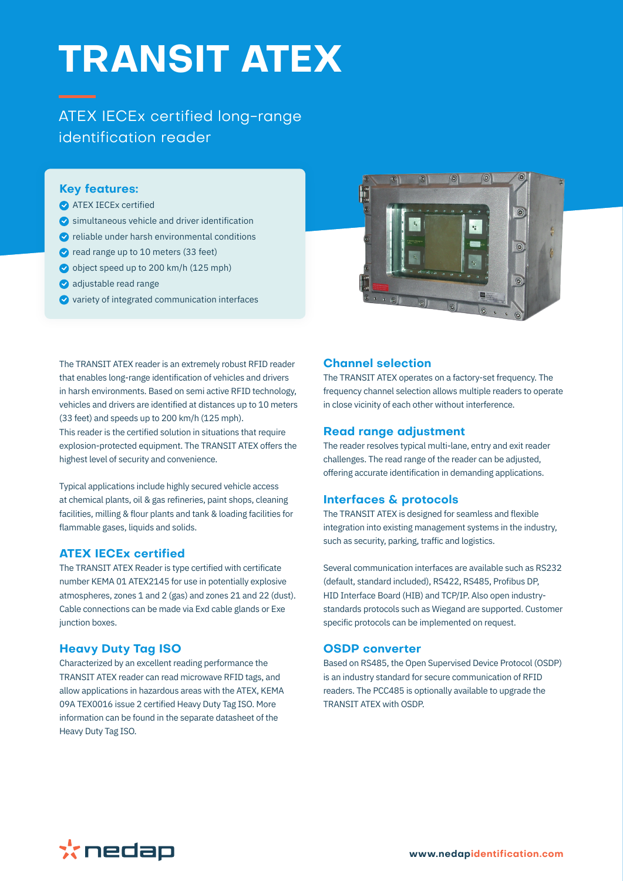# TRANSIT ATEX

ATEX IECEx certified long-range identification reader

## Key features:

- ATEX IECEx certified
- simultaneous vehicle and driver identification
- reliable under harsh environmental conditions
- read range up to 10 meters (33 feet)
- object speed up to 200 km/h (125 mph)
- adjustable read range
- variety of integrated communication interfaces

The TRANSIT ATEX reader is an extremely robust RFID reader that enables long-range identification of vehicles and drivers in harsh environments. Based on semi active RFID technology, vehicles and drivers are identified at distances up to 10 meters (33 feet) and speeds up to 200 km/h (125 mph).
This reader is the certified solution in situations that require explosion-protected equipment. The TRANSIT ATEX offers the highest level of security and convenience.

Typical applications include highly secured vehicle access at chemical plants, oil & gas refineries, paint shops, cleaning facilities, milling & flour plants and tank & loading facilities for flammable gases, liquids and solids.

## ATEX IECEx certified

The TRANSIT ATEX Reader is type certified with certificate number KEMA 01 ATEX2145 for use in potentially explosive atmospheres, zones 1 and 2 (gas) and zones 21 and 22 (dust). Cable connections can be made via Exd cable glands or Exe junction boxes.

## Heavy Duty Tag ISO

Characterized by an excellent reading performance the TRANSIT ATEX reader can read microwave RFID tags, and allow applications in hazardous areas with the ATEX, KEMA 09A TEX0016 issue 2 certified Heavy Duty Tag ISO. More information can be found in the separate datasheet of the Heavy Duty Tag ISO.

## Channel selection

The TRANSIT ATEX operates on a factory-set frequency. The frequency channel selection allows multiple readers to operate in close vicinity of each other without interference.

## Read range adjustment

The reader resolves typical multi-lane, entry and exit reader challenges. The read range of the reader can be adjusted, offering accurate identification in demanding applications.

## Interfaces & protocols

The TRANSIT ATEX is designed for seamless and flexible integration into existing management systems in the industry, such as security, parking, traffic and logistics.

Several communication interfaces are available such as RS232 (default, standard included), RS422, RS485, Profibus DP, HID Interface Board (HIB) and TCP/IP. Also open industry-standards protocols such as Wiegand are supported. Customer specific protocols can be implemented on request.

## OSDP converter

Based on RS485, the Open Supervised Device Protocol (OSDP) is an industry standard for secure communication of RFID readers. The PCC485 is optionally available to upgrade the TRANSIT ATEX with OSDP.

nedap

www.nedapidentification.com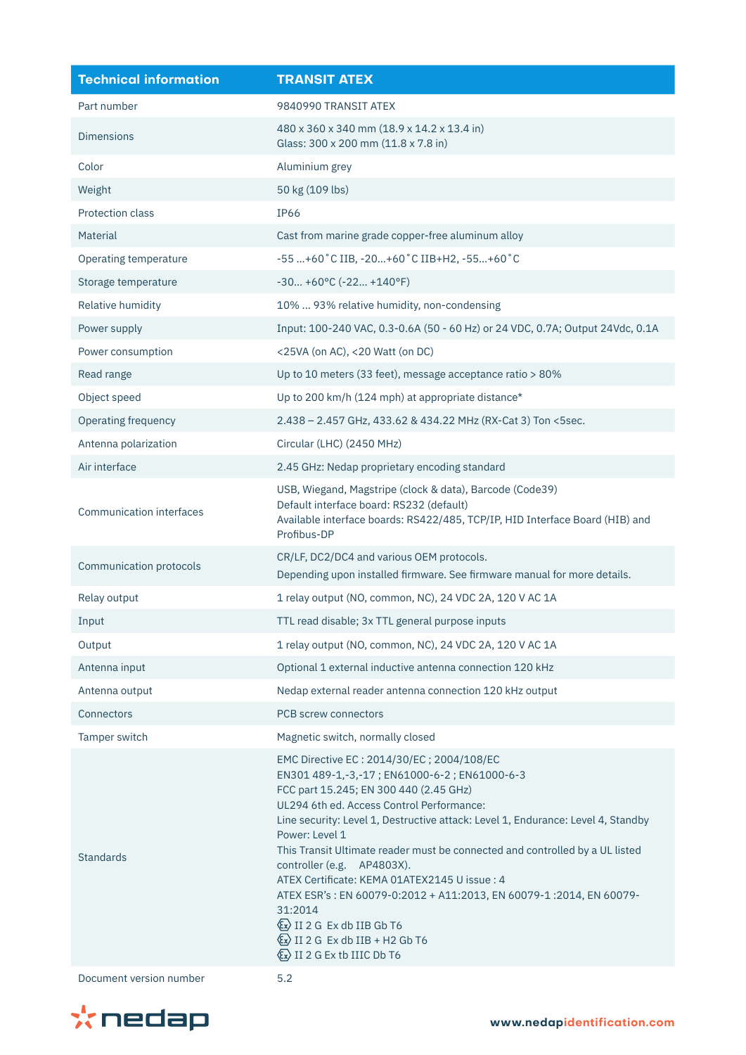| Technical information | TRANSIT ATEX |
|---|---|
| Part number | 9840990 TRANSIT ATEX |
| Dimensions | 480 x 360 x 340 mm (18.9 x 14.2 x 13.4 in)<br>Glass: 300 x 200 mm (11.8 x 7.8 in) |
| Color | Aluminium grey |
| Weight | 50 kg (109 lbs) |
| Protection class | IP66 |
| Material | Cast from marine grade copper-free aluminum alloy |
| Operating temperature | -55 ...+60˚C IIB, -20...+60˚C IIB+H2, -55...+60˚C |
| Storage temperature | -30... +60°C (-22... +140°F) |
| Relative humidity | 10% ... 93% relative humidity, non-condensing |
| Power supply | Input: 100-240 VAC, 0.3-0.6A (50 - 60 Hz) or 24 VDC, 0.7A; Output 24Vdc, 0.1A |
| Power consumption | <25VA (on AC), <20 Watt (on DC) |
| Read range | Up to 10 meters (33 feet), message acceptance ratio > 80% |
| Object speed | Up to 200 km/h (124 mph) at appropriate distance* |
| Operating frequency | 2.438 – 2.457 GHz, 433.62 & 434.22 MHz (RX-Cat 3) Ton <5sec. |
| Antenna polarization | Circular (LHC) (2450 MHz) |
| Air interface | 2.45 GHz: Nedap proprietary encoding standard |
| Communication interfaces | USB, Wiegand, Magstripe (clock & data), Barcode (Code39)<br>Default interface board: RS232 (default)<br>Available interface boards: RS422/485, TCP/IP, HID Interface Board (HIB) and Profibus-DP |
| Communication protocols | CR/LF, DC2/DC4 and various OEM protocols.<br>Depending upon installed firmware. See firmware manual for more details. |
| Relay output | 1 relay output (NO, common, NC), 24 VDC 2A, 120 V AC 1A |
| Input | TTL read disable; 3x TTL general purpose inputs |
| Output | 1 relay output (NO, common, NC), 24 VDC 2A, 120 V AC 1A |
| Antenna input | Optional 1 external inductive antenna connection 120 kHz |
| Antenna output | Nedap external reader antenna connection 120 kHz output |
| Connectors | PCB screw connectors |
| Tamper switch | Magnetic switch, normally closed |
| Standards | EMC Directive EC : 2014/30/EC ; 2004/108/EC<br>EN301 489-1,-3,-17 ; EN61000-6-2 ; EN61000-6-3<br>FCC part 15.245; EN 300 440 (2.45 GHz)<br>UL294 6th ed. Access Control Performance:<br>Line security: Level 1, Destructive attack: Level 1, Endurance: Level 4, Standby Power: Level 1<br>This Transit Ultimate reader must be connected and controlled by a UL listed controller (e.g. AP4803X).<br>ATEX Certificate: KEMA 01ATEX2145 U issue : 4<br>ATEX ESR's : EN 60079-0:2012 + A11:2013, EN 60079-1 :2014, EN 60079-31:2014<br>Ex II 2 G Ex db IIB Gb T6<br>Ex II 2 G Ex db IIB + H2 Gb T6<br>Ex II 2 G Ex tb IIIC Db T6 |
| Document version number | 5.2 |

nedap

www.nedapidentification.com